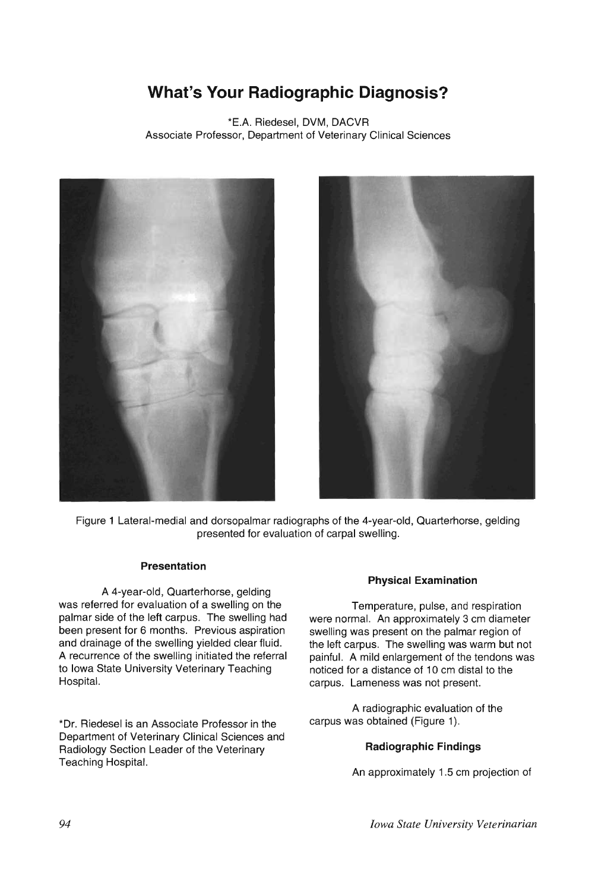# What's Your Radiographic Diagnosis?

*E.A. Riedesel, DVM, DACVR
Associate Professor, Department of Veterinary Clinical Sciences

Figure 1 Lateral-medial and dorsopalmar radiographs of the 4-year-old, Quarterhorse, gelding presented for evaluation of carpal swelling.

### Presentation

A 4-year-old, Quarterhorse, gelding was referred for evaluation of a swelling on the palmar side of the left carpus. The swelling had been present for 6 months. Previous aspiration and drainage of the swelling yielded clear fluid. A recurrence of the swelling initiated the referral to Iowa State University Veterinary Teaching Hospital.

*Dr. Riedesel is an Associate Professor in the Department of Veterinary Clinical Sciences and Radiology Section Leader of the Veterinary Teaching Hospital.

### Physical Examination

Temperature, pulse, and respiration were normal. An approximately 3 cm diameter swelling was present on the palmar region of the left carpus. The swelling was warm but not painful. A mild enlargement of the tendons was noticed for a distance of 10 cm distal to the carpus. Lameness was not present.

A radiographic evaluation of the carpus was obtained (Figure 1).

### Radiographic Findings

An approximately 1.5 cm projection of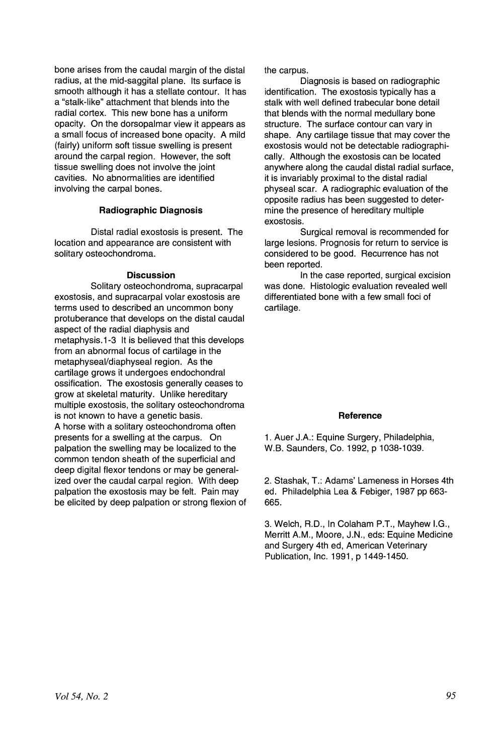bone arises from the caudal margin of the distal radius, at the mid-saggital plane. Its surface is smooth although it has a stellate contour. It has a "stalk-like" attachment that blends into the radial cortex. This new bone has a uniform opacity. On the dorsopalmar view it appears as a small focus of increased bone opacity. A mild (fairly) uniform soft tissue swelling is present around the carpal region. However, the soft tissue swelling does not involve the joint cavities. No abnormalities are identified involving the carpal bones.

### Radiographic Diagnosis

Distal radial exostosis is present. The location and appearance are consistent with solitary osteochondroma.

### Discussion

Solitary osteochondroma, supracarpal exostosis, and supracarpal volar exostosis are terms used to described an uncommon bony protuberance that develops on the distal caudal aspect of the radial diaphysis and metaphysis.1-3 It is believed that this develops from an abnormal focus of cartilage in the metaphyseal/diaphyseal region. As the cartilage grows it undergoes endochondral ossification. The exostosis generally ceases to grow at skeletal maturity. Unlike hereditary multiple exostosis, the solitary osteochondroma is not known to have a genetic basis.
A horse with a solitary osteochondroma often presents for a swelling at the carpus. On palpation the swelling may be localized to the common tendon sheath of the superficial and deep digital flexor tendons or may be generalized over the caudal carpal region. With deep palpation the exostosis may be felt. Pain may be elicited by deep palpation or strong flexion of the carpus.

Diagnosis is based on radiographic identification. The exostosis typically has a stalk with well defined trabecular bone detail that blends with the normal medullary bone structure. The surface contour can vary in shape. Any cartilage tissue that may cover the exostosis would not be detectable radiographically. Although the exostosis can be located anywhere along the caudal distal radial surface, it is invariably proximal to the distal radial physeal scar. A radiographic evaluation of the opposite radius has been suggested to determine the presence of hereditary multiple exostosis.

Surgical removal is recommended for large lesions. Prognosis for return to service is considered to be good. Recurrence has not been reported.

In the case reported, surgical excision was done. Histologic evaluation revealed well differentiated bone with a few small foci of cartilage.

### Reference

1. Auer J.A.: Equine Surgery, Philadelphia, W.B. Saunders, Co. 1992, p 1038-1039.

2. Stashak, T.: Adams' Lameness in Horses 4th ed. Philadelphia Lea & Febiger, 1987 pp 663-665.

3. Welch, R.D., In Colaham P.T., Mayhew I.G., Merritt A.M., Moore, J.N., eds: Equine Medicine and Surgery 4th ed, American Veterinary Publication, Inc. 1991, p 1449-1450.